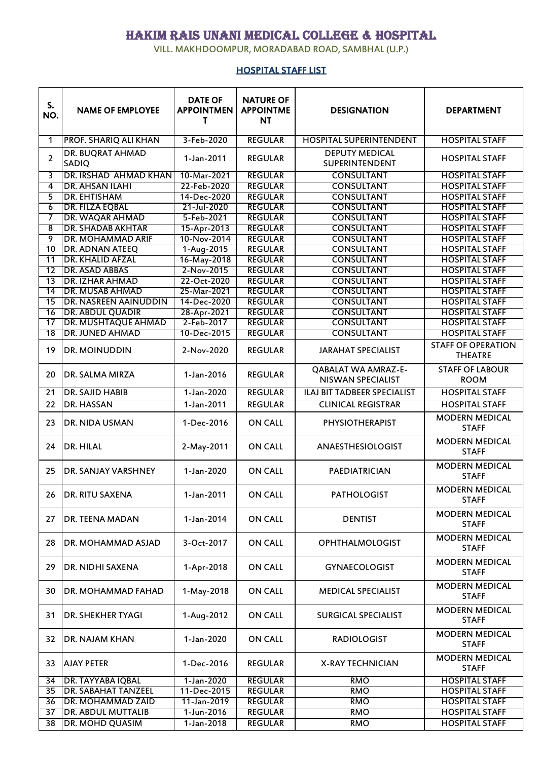# HAKIM RAIS UNANI MEDICAL COLLEGE & HOSPITAL

VILL. MAKHDOOMPUR, MORADABAD ROAD, SAMBHAL (U.P.)

## HOSPITAL STAFF LIST

| S. NO. | NAME OF EMPLOYEE | DATE OF APPOINTMENT | NATURE OF APPOINTMENT | DESIGNATION | DEPARTMENT |
|---|---|---|---|---|---|
| 1 | PROF. SHARIQ ALI KHAN | 3-Feb-2020 | REGULAR | HOSPITAL SUPERINTENDENT | HOSPITAL STAFF |
| 2 | DR. BUQRAT AHMAD SADIQ | 1-Jan-2011 | REGULAR | DEPUTY MEDICAL SUPERINTENDENT | HOSPITAL STAFF |
| 3 | DR. IRSHAD AHMAD KHAN | 10-Mar-2021 | REGULAR | CONSULTANT | HOSPITAL STAFF |
| 4 | DR. AHSAN ILAHI | 22-Feb-2020 | REGULAR | CONSULTANT | HOSPITAL STAFF |
| 5 | DR. EHTISHAM | 14-Dec-2020 | REGULAR | CONSULTANT | HOSPITAL STAFF |
| 6 | DR. FILZA EQBAL | 21-Jul-2020 | REGULAR | CONSULTANT | HOSPITAL STAFF |
| 7 | DR. WAQAR AHMAD | 5-Feb-2021 | REGULAR | CONSULTANT | HOSPITAL STAFF |
| 8 | DR. SHADAB AKHTAR | 15-Apr-2013 | REGULAR | CONSULTANT | HOSPITAL STAFF |
| 9 | DR. MOHAMMAD ARIF | 10-Nov-2014 | REGULAR | CONSULTANT | HOSPITAL STAFF |
| 10 | DR. ADNAN ATEEQ | 1-Aug-2015 | REGULAR | CONSULTANT | HOSPITAL STAFF |
| 11 | DR. KHALID AFZAL | 16-May-2018 | REGULAR | CONSULTANT | HOSPITAL STAFF |
| 12 | DR. ASAD ABBAS | 2-Nov-2015 | REGULAR | CONSULTANT | HOSPITAL STAFF |
| 13 | DR. IZHAR AHMAD | 22-Oct-2020 | REGULAR | CONSULTANT | HOSPITAL STAFF |
| 14 | DR. MUSAB AHMAD | 25-Mar-2021 | REGULAR | CONSULTANT | HOSPITAL STAFF |
| 15 | DR. NASREEN AAINUDDIN | 14-Dec-2020 | REGULAR | CONSULTANT | HOSPITAL STAFF |
| 16 | DR. ABDUL QUADIR | 28-Apr-2021 | REGULAR | CONSULTANT | HOSPITAL STAFF |
| 17 | DR. MUSHTAQUE AHMAD | 2-Feb-2017 | REGULAR | CONSULTANT | HOSPITAL STAFF |
| 18 | DR. JUNED AHMAD | 10-Dec-2015 | REGULAR | CONSULTANT | HOSPITAL STAFF |
| 19 | DR. MOINUDDIN | 2-Nov-2020 | REGULAR | JARAHAT SPECIALIST | STAFF OF OPERATION THEATRE |
| 20 | DR. SALMA MIRZA | 1-Jan-2016 | REGULAR | QABALAT WA AMRAZ-E-NISWAN SPECIALIST | STAFF OF LABOUR ROOM |
| 21 | DR. SAJID HABIB | 1-Jan-2020 | REGULAR | ILAJ BIT TADBEER SPECIALIST | HOSPITAL STAFF |
| 22 | DR. HASSAN | 1-Jan-2011 | REGULAR | CLINICAL REGISTRAR | HOSPITAL STAFF |
| 23 | DR. NIDA USMAN | 1-Dec-2016 | ON CALL | PHYSIOTHERAPIST | MODERN MEDICAL STAFF |
| 24 | DR. HILAL | 2-May-2011 | ON CALL | ANAESTHESIOLOGIST | MODERN MEDICAL STAFF |
| 25 | DR. SANJAY VARSHNEY | 1-Jan-2020 | ON CALL | PAEDIATRICIAN | MODERN MEDICAL STAFF |
| 26 | DR. RITU SAXENA | 1-Jan-2011 | ON CALL | PATHOLOGIST | MODERN MEDICAL STAFF |
| 27 | DR. TEENA MADAN | 1-Jan-2014 | ON CALL | DENTIST | MODERN MEDICAL STAFF |
| 28 | DR. MOHAMMAD ASJAD | 3-Oct-2017 | ON CALL | OPHTHALMOLOGIST | MODERN MEDICAL STAFF |
| 29 | DR. NIDHI SAXENA | 1-Apr-2018 | ON CALL | GYNAECOLOGIST | MODERN MEDICAL STAFF |
| 30 | DR. MOHAMMAD FAHAD | 1-May-2018 | ON CALL | MEDICAL SPECIALIST | MODERN MEDICAL STAFF |
| 31 | DR. SHEKHER TYAGI | 1-Aug-2012 | ON CALL | SURGICAL SPECIALIST | MODERN MEDICAL STAFF |
| 32 | DR. NAJAM KHAN | 1-Jan-2020 | ON CALL | RADIOLOGIST | MODERN MEDICAL STAFF |
| 33 | AJAY PETER | 1-Dec-2016 | REGULAR | X-RAY TECHNICIAN | MODERN MEDICAL STAFF |
| 34 | DR. TAYYABA IQBAL | 1-Jan-2020 | REGULAR | RMO | HOSPITAL STAFF |
| 35 | DR. SABAHAT TANZEEL | 11-Dec-2015 | REGULAR | RMO | HOSPITAL STAFF |
| 36 | DR. MOHAMMAD ZAID | 11-Jan-2019 | REGULAR | RMO | HOSPITAL STAFF |
| 37 | DR. ABDUL MUTTALIB | 1-Jun-2016 | REGULAR | RMO | HOSPITAL STAFF |
| 38 | DR. MOHD QUASIM | 1-Jan-2018 | REGULAR | RMO | HOSPITAL STAFF |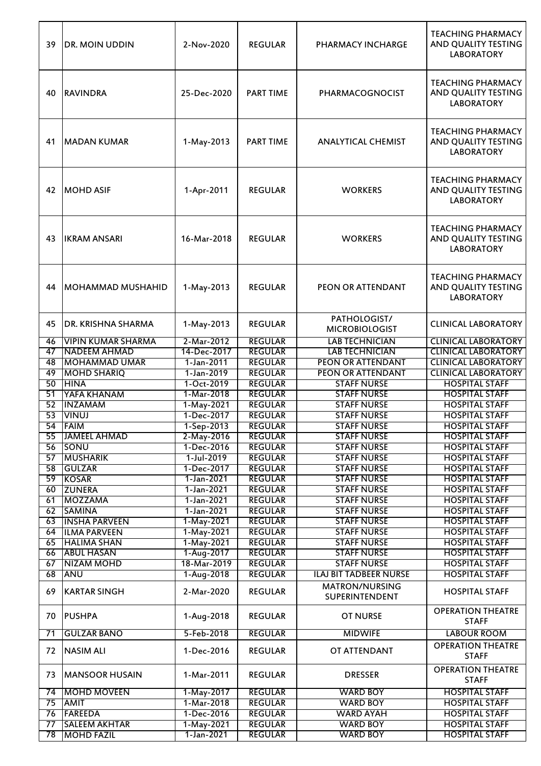| 39 | DR. MOIN UDDIN | 2-Nov-2020 | REGULAR | PHARMACY INCHARGE | TEACHING PHARMACY AND QUALITY TESTING LABORATORY |
|---|---|---|---|---|---|
| 40 | RAVINDRA | 25-Dec-2020 | PART TIME | PHARMACOGNOCIST | TEACHING PHARMACY AND QUALITY TESTING LABORATORY |
| 41 | MADAN KUMAR | 1-May-2013 | PART TIME | ANALYTICAL CHEMIST | TEACHING PHARMACY AND QUALITY TESTING LABORATORY |
| 42 | MOHD ASIF | 1-Apr-2011 | REGULAR | WORKERS | TEACHING PHARMACY AND QUALITY TESTING LABORATORY |
| 43 | IKRAM ANSARI | 16-Mar-2018 | REGULAR | WORKERS | TEACHING PHARMACY AND QUALITY TESTING LABORATORY |
| 44 | MOHAMMAD MUSHAHID | 1-May-2013 | REGULAR | PEON OR ATTENDANT | TEACHING PHARMACY AND QUALITY TESTING LABORATORY |
| 45 | DR. KRISHNA SHARMA | 1-May-2013 | REGULAR | PATHOLOGIST/ MICROBIOLOGIST | CLINICAL LABORATORY |
| 46 | VIPIN KUMAR SHARMA | 2-Mar-2012 | REGULAR | LAB TECHNICIAN | CLINICAL LABORATORY |
| 47 | NADEEM AHMAD | 14-Dec-2017 | REGULAR | LAB TECHNICIAN | CLINICAL LABORATORY |
| 48 | MOHAMMAD UMAR | 1-Jan-2011 | REGULAR | PEON OR ATTENDANT | CLINICAL LABORATORY |
| 49 | MOHD SHARIQ | 1-Jan-2019 | REGULAR | PEON OR ATTENDANT | CLINICAL LABORATORY |
| 50 | HINA | 1-Oct-2019 | REGULAR | STAFF NURSE | HOSPITAL STAFF |
| 51 | YAFA KHANAM | 1-Mar-2018 | REGULAR | STAFF NURSE | HOSPITAL STAFF |
| 52 | INZAMAM | 1-May-2021 | REGULAR | STAFF NURSE | HOSPITAL STAFF |
| 53 | VINUJ | 1-Dec-2017 | REGULAR | STAFF NURSE | HOSPITAL STAFF |
| 54 | FAIM | 1-Sep-2013 | REGULAR | STAFF NURSE | HOSPITAL STAFF |
| 55 | JAMEEL AHMAD | 2-May-2016 | REGULAR | STAFF NURSE | HOSPITAL STAFF |
| 56 | SONU | 1-Dec-2016 | REGULAR | STAFF NURSE | HOSPITAL STAFF |
| 57 | MUSHARIK | 1-Jul-2019 | REGULAR | STAFF NURSE | HOSPITAL STAFF |
| 58 | GULZAR | 1-Dec-2017 | REGULAR | STAFF NURSE | HOSPITAL STAFF |
| 59 | KOSAR | 1-Jan-2021 | REGULAR | STAFF NURSE | HOSPITAL STAFF |
| 60 | ZUNERA | 1-Jan-2021 | REGULAR | STAFF NURSE | HOSPITAL STAFF |
| 61 | MOZZAMA | 1-Jan-2021 | REGULAR | STAFF NURSE | HOSPITAL STAFF |
| 62 | SAMINA | 1-Jan-2021 | REGULAR | STAFF NURSE | HOSPITAL STAFF |
| 63 | INSHA PARVEEN | 1-May-2021 | REGULAR | STAFF NURSE | HOSPITAL STAFF |
| 64 | ILMA PARVEEN | 1-May-2021 | REGULAR | STAFF NURSE | HOSPITAL STAFF |
| 65 | HALIMA SHAN | 1-May-2021 | REGULAR | STAFF NURSE | HOSPITAL STAFF |
| 66 | ABUL HASAN | 1-Aug-2017 | REGULAR | STAFF NURSE | HOSPITAL STAFF |
| 67 | NIZAM MOHD | 18-Mar-2019 | REGULAR | STAFF NURSE | HOSPITAL STAFF |
| 68 | ANU | 1-Aug-2018 | REGULAR | ILAJ BIT TADBEER NURSE | HOSPITAL STAFF |
| 69 | KARTAR SINGH | 2-Mar-2020 | REGULAR | MATRON/NURSING SUPERINTENDENT | HOSPITAL STAFF |
| 70 | PUSHPA | 1-Aug-2018 | REGULAR | OT NURSE | OPERATION THEATRE STAFF |
| 71 | GULZAR BANO | 5-Feb-2018 | REGULAR | MIDWIFE | LABOUR ROOM |
| 72 | NASIM ALI | 1-Dec-2016 | REGULAR | OT ATTENDANT | OPERATION THEATRE STAFF |
| 73 | MANSOOR HUSAIN | 1-Mar-2011 | REGULAR | DRESSER | OPERATION THEATRE STAFF |
| 74 | MOHD MOVEEN | 1-May-2017 | REGULAR | WARD BOY | HOSPITAL STAFF |
| 75 | AMIT | 1-Mar-2018 | REGULAR | WARD BOY | HOSPITAL STAFF |
| 76 | FAREEDA | 1-Dec-2016 | REGULAR | WARD AYAH | HOSPITAL STAFF |
| 77 | SALEEM AKHTAR | 1-May-2021 | REGULAR | WARD BOY | HOSPITAL STAFF |
| 78 | MOHD FAZIL | 1-Jan-2021 | REGULAR | WARD BOY | HOSPITAL STAFF |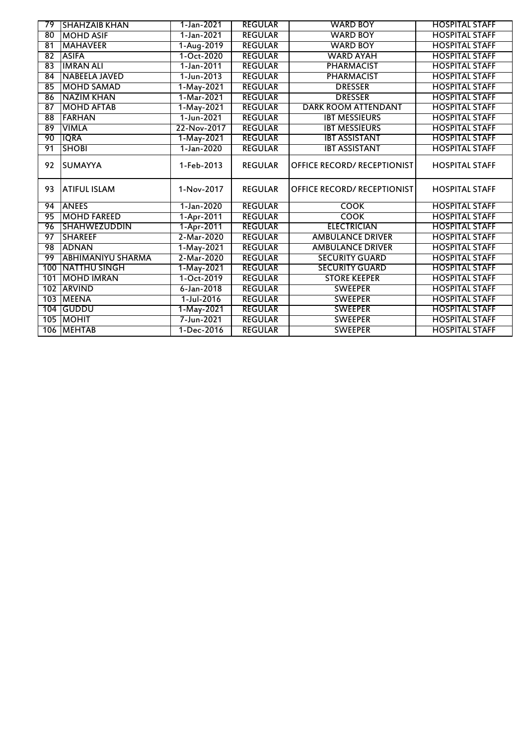| | | | | | |
|---|---|---|---|---|---|
| 79 | SHAHZAIB KHAN | 1-Jan-2021 | REGULAR | WARD BOY | HOSPITAL STAFF |
| 80 | MOHD ASIF | 1-Jan-2021 | REGULAR | WARD BOY | HOSPITAL STAFF |
| 81 | MAHAVEER | 1-Aug-2019 | REGULAR | WARD BOY | HOSPITAL STAFF |
| 82 | ASIFA | 1-Oct-2020 | REGULAR | WARD AYAH | HOSPITAL STAFF |
| 83 | IMRAN ALI | 1-Jan-2011 | REGULAR | PHARMACIST | HOSPITAL STAFF |
| 84 | NABEELA JAVED | 1-Jun-2013 | REGULAR | PHARMACIST | HOSPITAL STAFF |
| 85 | MOHD SAMAD | 1-May-2021 | REGULAR | DRESSER | HOSPITAL STAFF |
| 86 | NAZIM KHAN | 1-Mar-2021 | REGULAR | DRESSER | HOSPITAL STAFF |
| 87 | MOHD AFTAB | 1-May-2021 | REGULAR | DARK ROOM ATTENDANT | HOSPITAL STAFF |
| 88 | FARHAN | 1-Jun-2021 | REGULAR | IBT MESSIEURS | HOSPITAL STAFF |
| 89 | VIMLA | 22-Nov-2017 | REGULAR | IBT MESSIEURS | HOSPITAL STAFF |
| 90 | IQRA | 1-May-2021 | REGULAR | IBT ASSISTANT | HOSPITAL STAFF |
| 91 | SHOBI | 1-Jan-2020 | REGULAR | IBT ASSISTANT | HOSPITAL STAFF |
| 92 | SUMAYYA | 1-Feb-2013 | REGULAR | OFFICE RECORD/ RECEPTIONIST | HOSPITAL STAFF |
| 93 | ATIFUL ISLAM | 1-Nov-2017 | REGULAR | OFFICE RECORD/ RECEPTIONIST | HOSPITAL STAFF |
| 94 | ANEES | 1-Jan-2020 | REGULAR | COOK | HOSPITAL STAFF |
| 95 | MOHD FAREED | 1-Apr-2011 | REGULAR | COOK | HOSPITAL STAFF |
| 96 | SHAHWEZUDDIN | 1-Apr-2011 | REGULAR | ELECTRICIAN | HOSPITAL STAFF |
| 97 | SHAREEF | 2-Mar-2020 | REGULAR | AMBULANCE DRIVER | HOSPITAL STAFF |
| 98 | ADNAN | 1-May-2021 | REGULAR | AMBULANCE DRIVER | HOSPITAL STAFF |
| 99 | ABHIMANIYU SHARMA | 2-Mar-2020 | REGULAR | SECURITY GUARD | HOSPITAL STAFF |
| 100 | NATTHU SINGH | 1-May-2021 | REGULAR | SECURITY GUARD | HOSPITAL STAFF |
| 101 | MOHD IMRAN | 1-Oct-2019 | REGULAR | STORE KEEPER | HOSPITAL STAFF |
| 102 | ARVIND | 6-Jan-2018 | REGULAR | SWEEPER | HOSPITAL STAFF |
| 103 | MEENA | 1-Jul-2016 | REGULAR | SWEEPER | HOSPITAL STAFF |
| 104 | GUDDU | 1-May-2021 | REGULAR | SWEEPER | HOSPITAL STAFF |
| 105 | MOHIT | 7-Jun-2021 | REGULAR | SWEEPER | HOSPITAL STAFF |
| 106 | MEHTAB | 1-Dec-2016 | REGULAR | SWEEPER | HOSPITAL STAFF |